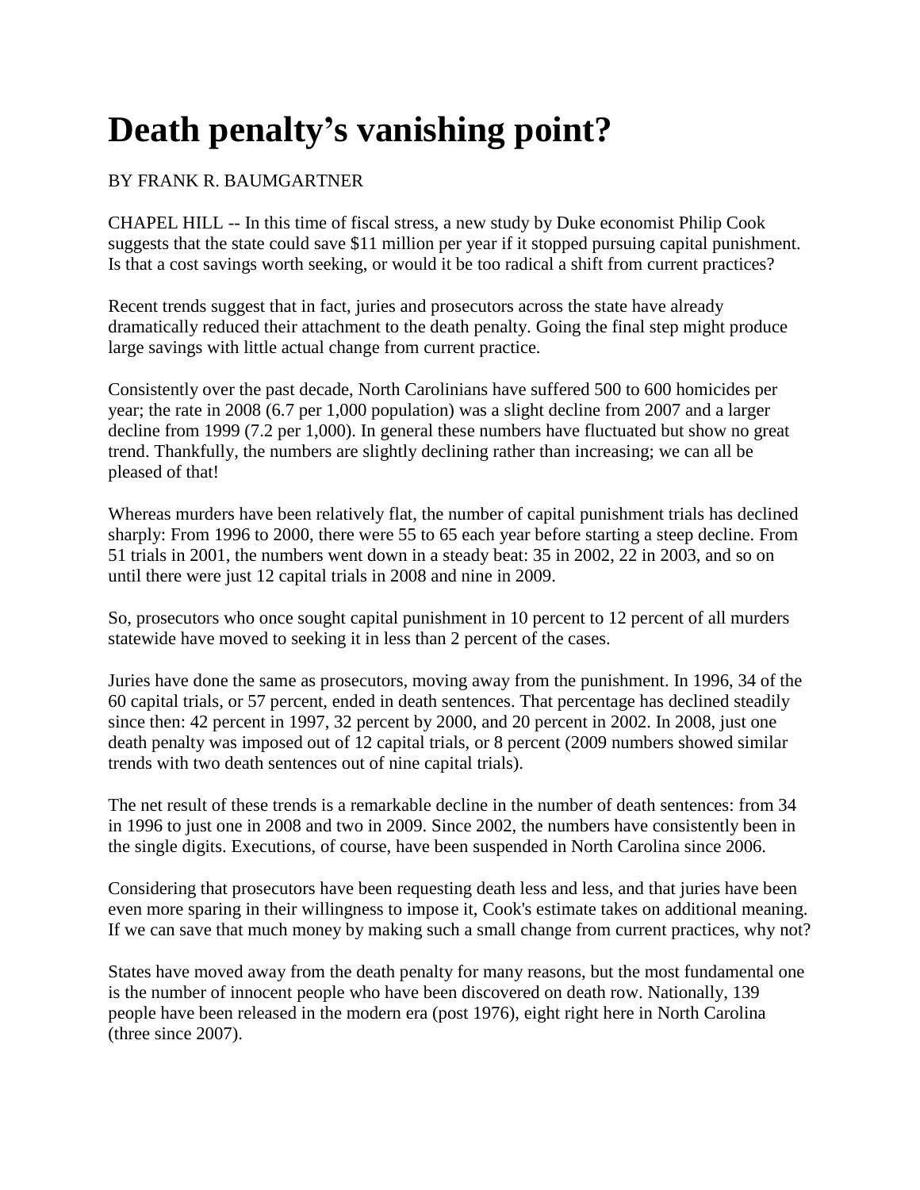# Death penalty's vanishing point?

BY FRANK R. BAUMGARTNER

CHAPEL HILL -- In this time of fiscal stress, a new study by Duke economist Philip Cook suggests that the state could save $11 million per year if it stopped pursuing capital punishment. Is that a cost savings worth seeking, or would it be too radical a shift from current practices?

Recent trends suggest that in fact, juries and prosecutors across the state have already dramatically reduced their attachment to the death penalty. Going the final step might produce large savings with little actual change from current practice.

Consistently over the past decade, North Carolinians have suffered 500 to 600 homicides per year; the rate in 2008 (6.7 per 1,000 population) was a slight decline from 2007 and a larger decline from 1999 (7.2 per 1,000). In general these numbers have fluctuated but show no great trend. Thankfully, the numbers are slightly declining rather than increasing; we can all be pleased of that!

Whereas murders have been relatively flat, the number of capital punishment trials has declined sharply: From 1996 to 2000, there were 55 to 65 each year before starting a steep decline. From 51 trials in 2001, the numbers went down in a steady beat: 35 in 2002, 22 in 2003, and so on until there were just 12 capital trials in 2008 and nine in 2009.

So, prosecutors who once sought capital punishment in 10 percent to 12 percent of all murders statewide have moved to seeking it in less than 2 percent of the cases.

Juries have done the same as prosecutors, moving away from the punishment. In 1996, 34 of the 60 capital trials, or 57 percent, ended in death sentences. That percentage has declined steadily since then: 42 percent in 1997, 32 percent by 2000, and 20 percent in 2002. In 2008, just one death penalty was imposed out of 12 capital trials, or 8 percent (2009 numbers showed similar trends with two death sentences out of nine capital trials).

The net result of these trends is a remarkable decline in the number of death sentences: from 34 in 1996 to just one in 2008 and two in 2009. Since 2002, the numbers have consistently been in the single digits. Executions, of course, have been suspended in North Carolina since 2006.

Considering that prosecutors have been requesting death less and less, and that juries have been even more sparing in their willingness to impose it, Cook's estimate takes on additional meaning. If we can save that much money by making such a small change from current practices, why not?

States have moved away from the death penalty for many reasons, but the most fundamental one is the number of innocent people who have been discovered on death row. Nationally, 139 people have been released in the modern era (post 1976), eight right here in North Carolina (three since 2007).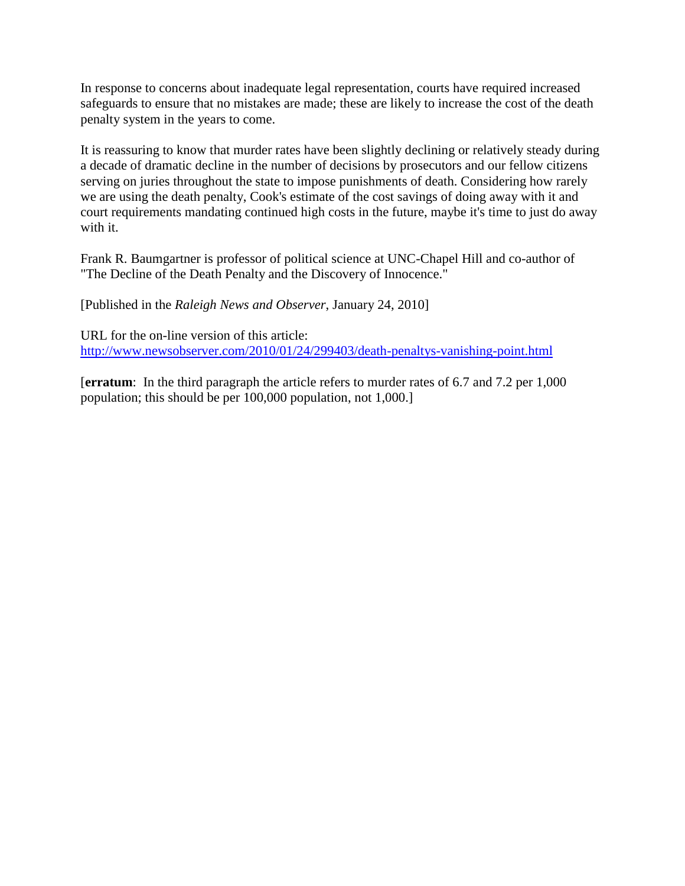In response to concerns about inadequate legal representation, courts have required increased safeguards to ensure that no mistakes are made; these are likely to increase the cost of the death penalty system in the years to come.

It is reassuring to know that murder rates have been slightly declining or relatively steady during a decade of dramatic decline in the number of decisions by prosecutors and our fellow citizens serving on juries throughout the state to impose punishments of death. Considering how rarely we are using the death penalty, Cook's estimate of the cost savings of doing away with it and court requirements mandating continued high costs in the future, maybe it's time to just do away with it.

Frank R. Baumgartner is professor of political science at UNC-Chapel Hill and co-author of "The Decline of the Death Penalty and the Discovery of Innocence."

[Published in the *Raleigh News and Observer*, January 24, 2010]

URL for the on-line version of this article:
http://www.newsobserver.com/2010/01/24/299403/death-penaltys-vanishing-point.html

[**erratum**: In the third paragraph the article refers to murder rates of 6.7 and 7.2 per 1,000 population; this should be per 100,000 population, not 1,000.]